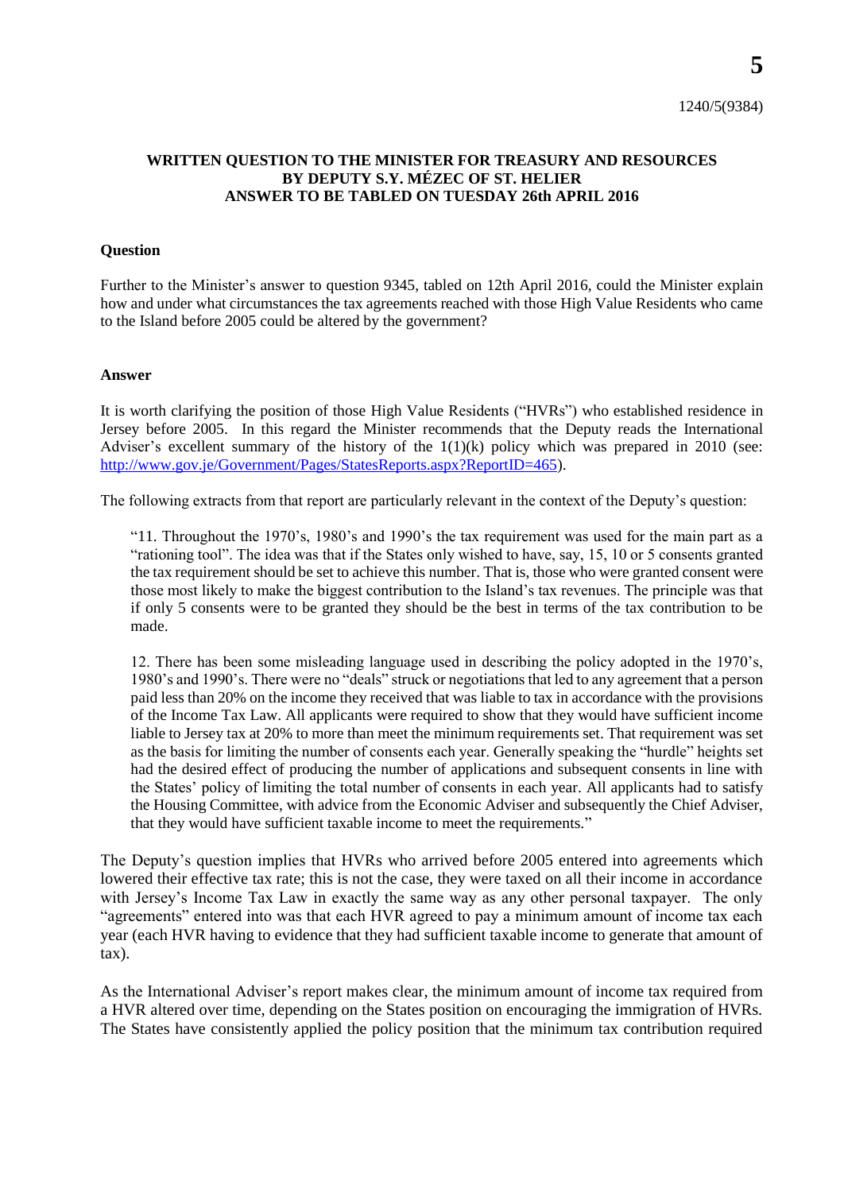1240/5(9384)

**WRITTEN QUESTION TO THE MINISTER FOR TREASURY AND RESOURCES BY DEPUTY S.Y. MÉZEC OF ST. HELIER ANSWER TO BE TABLED ON TUESDAY 26th APRIL 2016**

**Question**

Further to the Minister's answer to question 9345, tabled on 12th April 2016, could the Minister explain how and under what circumstances the tax agreements reached with those High Value Residents who came to the Island before 2005 could be altered by the government?

**Answer**

It is worth clarifying the position of those High Value Residents ("HVRs") who established residence in Jersey before 2005. In this regard the Minister recommends that the Deputy reads the International Adviser's excellent summary of the history of the 1(1)(k) policy which was prepared in 2010 (see: http://www.gov.je/Government/Pages/StatesReports.aspx?ReportID=465).

The following extracts from that report are particularly relevant in the context of the Deputy's question:

> "11. Throughout the 1970's, 1980's and 1990's the tax requirement was used for the main part as a "rationing tool". The idea was that if the States only wished to have, say, 15, 10 or 5 consents granted the tax requirement should be set to achieve this number. That is, those who were granted consent were those most likely to make the biggest contribution to the Island's tax revenues. The principle was that if only 5 consents were to be granted they should be the best in terms of the tax contribution to be made.
>
> 12. There has been some misleading language used in describing the policy adopted in the 1970's, 1980's and 1990's. There were no "deals" struck or negotiations that led to any agreement that a person paid less than 20% on the income they received that was liable to tax in accordance with the provisions of the Income Tax Law. All applicants were required to show that they would have sufficient income liable to Jersey tax at 20% to more than meet the minimum requirements set. That requirement was set as the basis for limiting the number of consents each year. Generally speaking the "hurdle" heights set had the desired effect of producing the number of applications and subsequent consents in line with the States' policy of limiting the total number of consents in each year. All applicants had to satisfy the Housing Committee, with advice from the Economic Adviser and subsequently the Chief Adviser, that they would have sufficient taxable income to meet the requirements."

The Deputy's question implies that HVRs who arrived before 2005 entered into agreements which lowered their effective tax rate; this is not the case, they were taxed on all their income in accordance with Jersey's Income Tax Law in exactly the same way as any other personal taxpayer. The only "agreements" entered into was that each HVR agreed to pay a minimum amount of income tax each year (each HVR having to evidence that they had sufficient taxable income to generate that amount of tax).

As the International Adviser's report makes clear, the minimum amount of income tax required from a HVR altered over time, depending on the States position on encouraging the immigration of HVRs. The States have consistently applied the policy position that the minimum tax contribution required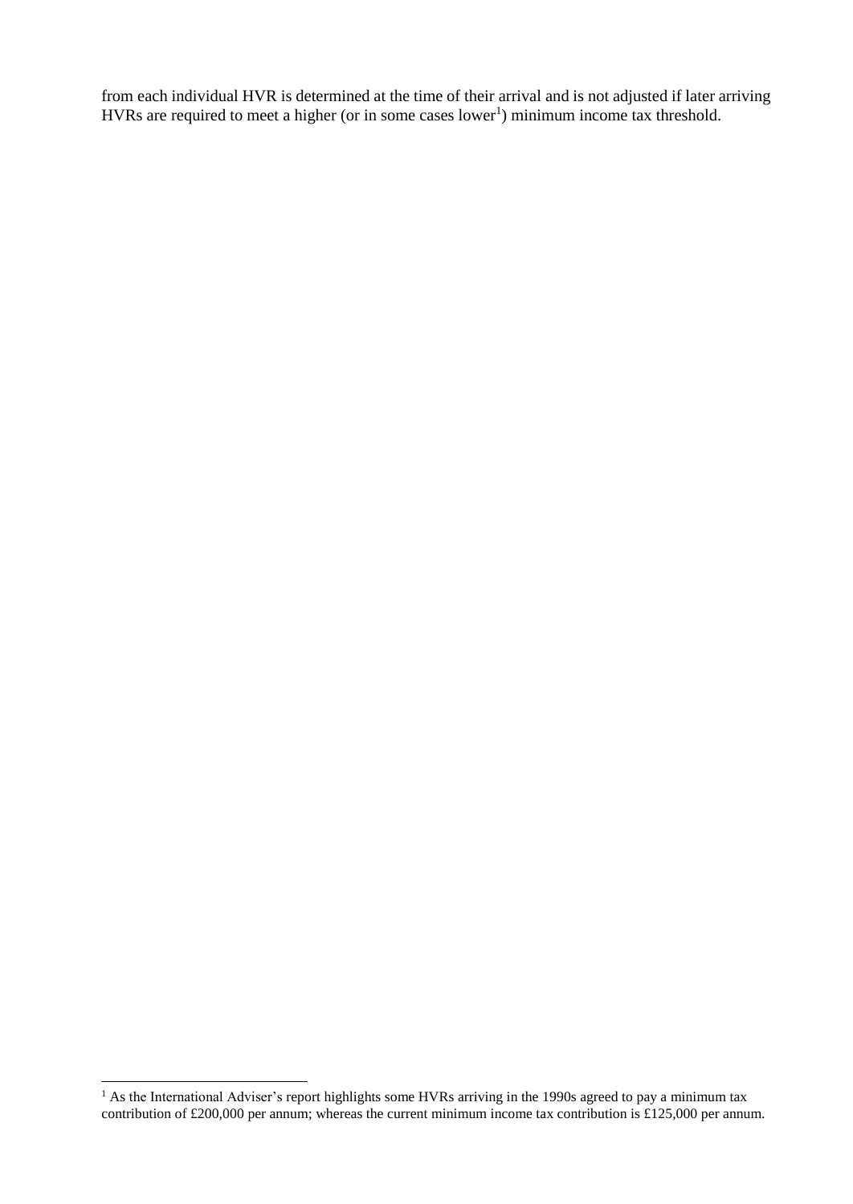from each individual HVR is determined at the time of their arrival and is not adjusted if later arriving HVRs are required to meet a higher (or in some cases lower[1]) minimum income tax threshold.

[1] As the International Adviser's report highlights some HVRs arriving in the 1990s agreed to pay a minimum tax contribution of £200,000 per annum; whereas the current minimum income tax contribution is £125,000 per annum.